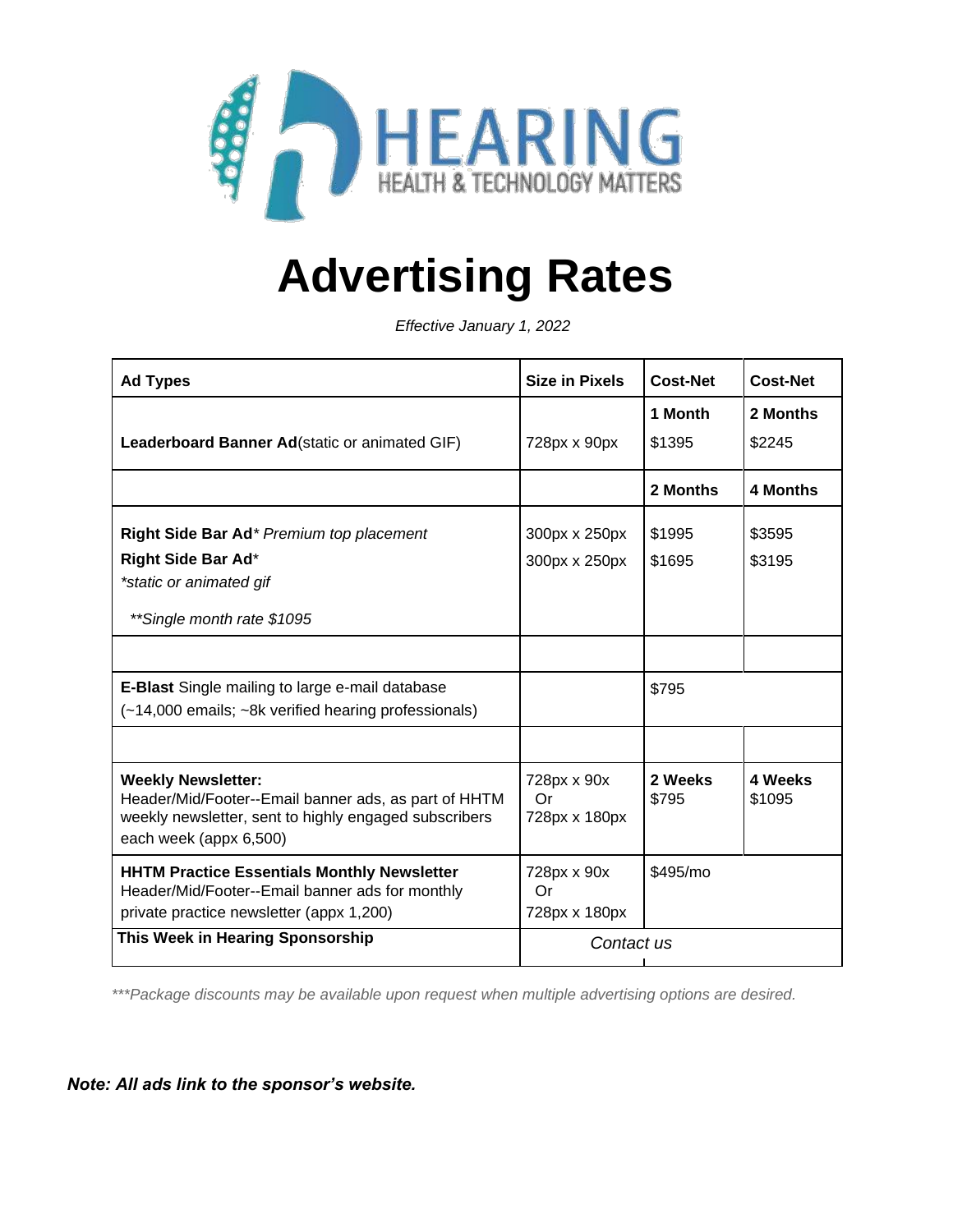HEARING

HEALTH & TECHNOLOGY MATTERS

# Advertising Rates

*Effective January 1, 2022*

| Ad Types | Size in Pixels | Cost-Net | Cost-Net |
|---|---|---|---|
| | | **1 Month** | **2 Months** |
| **Leaderboard Banner Ad**(static or animated GIF) | 728px x 90px | $1395 | $2245 |
| | | **2 Months** | **4 Months** |
| **Right Side Bar Ad*** *Premium top placement* | 300px x 250px | $1995 | $3595 |
| **Right Side Bar Ad*** | 300px x 250px | $1695 | $3195 |
| **static or animated gif* | | | |
| ***Single month rate $1095* | | | |
| | | | |
| **E-Blast** Single mailing to large e-mail database (~14,000 emails; ~8k verified hearing professionals) | | $795 | |
| | | | |
| **Weekly Newsletter:** Header/Mid/Footer--Email banner ads, as part of HHTM weekly newsletter, sent to highly engaged subscribers each week (appx 6,500) | 728px x 90x Or 728px x 180px | **2 Weeks** $795 | **4 Weeks** $1095 |
| **HHTM Practice Essentials Monthly Newsletter** Header/Mid/Footer--Email banner ads for monthly private practice newsletter (appx 1,200) | 728px x 90x Or 728px x 180px | $495/mo | |
| **This Week in Hearing Sponsorship** | *Contact us* | | |

****Package discounts may be available upon request when multiple advertising options are desired.*

***Note: All ads link to the sponsor's website.***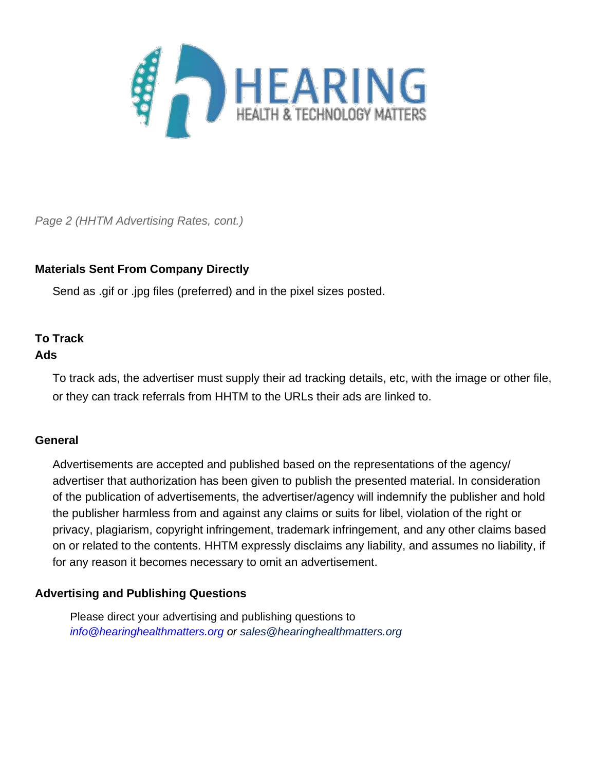*Page 2 (HHTM Advertising Rates, cont.)*

**Materials Sent From Company Directly**

Send as .gif or .jpg files (preferred) and in the pixel sizes posted.

**To Track Ads**

To track ads, the advertiser must supply their ad tracking details, etc, with the image or other file, or they can track referrals from HHTM to the URLs their ads are linked to.

**General**

Advertisements are accepted and published based on the representations of the agency/ advertiser that authorization has been given to publish the presented material. In consideration of the publication of advertisements, the advertiser/agency will indemnify the publisher and hold the publisher harmless from and against any claims or suits for libel, violation of the right or privacy, plagiarism, copyright infringement, trademark infringement, and any other claims based on or related to the contents. HHTM expressly disclaims any liability, and assumes no liability, if for any reason it becomes necessary to omit an advertisement.

**Advertising and Publishing Questions**

Please direct your advertising and publishing questions to *info@hearinghealthmatters.org or sales@hearinghealthmatters.org*